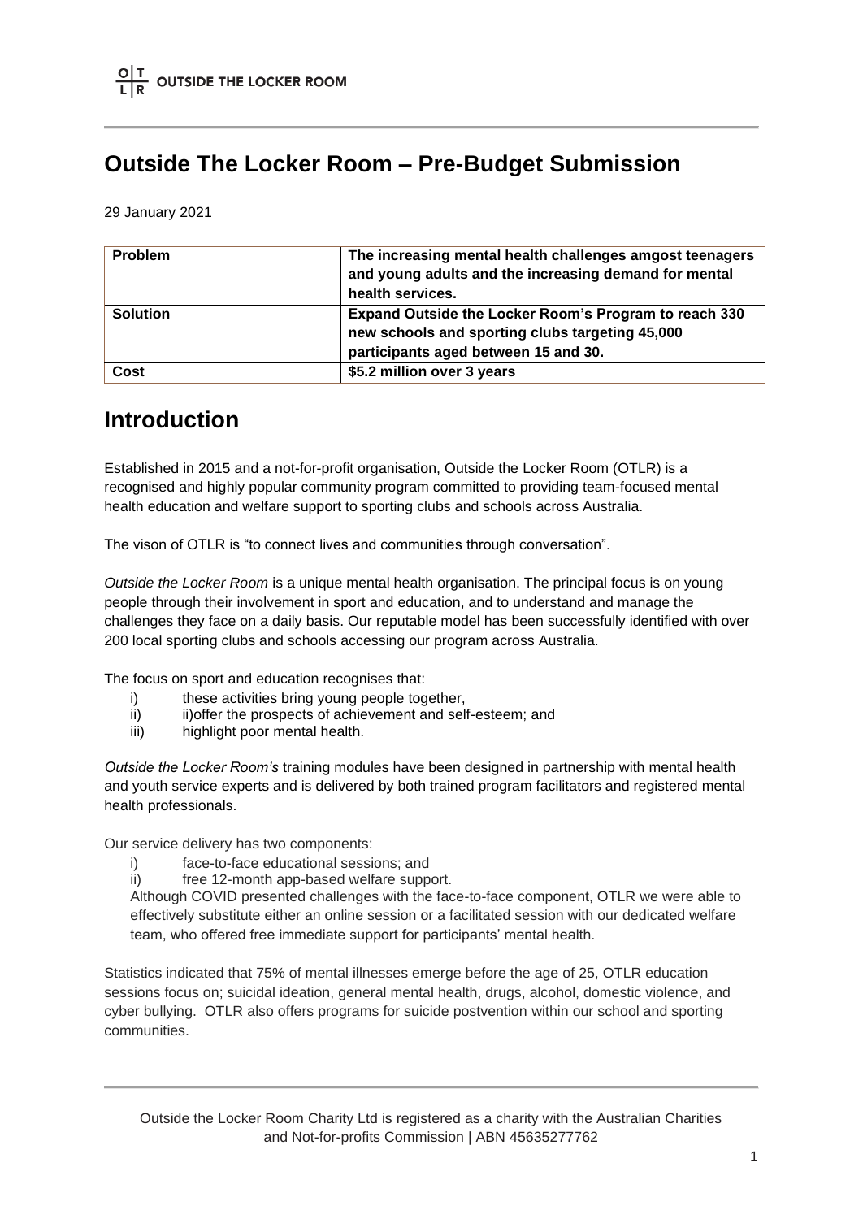# Outside The Locker Room – Pre-Budget Submission

29 January 2021

| Problem | The increasing mental health challenges amgost teenagers and young adults and the increasing demand for mental health services. |
| --- | --- |
| **Solution** | **Expand Outside the Locker Room's Program to reach 330 new schools and sporting clubs targeting 45,000 participants aged between 15 and 30.** |
| **Cost** | **$5.2 million over 3 years** |

## Introduction

Established in 2015 and a not-for-profit organisation, Outside the Locker Room (OTLR) is a recognised and highly popular community program committed to providing team-focused mental health education and welfare support to sporting clubs and schools across Australia.

The vison of OTLR is "to connect lives and communities through conversation".

*Outside the Locker Room* is a unique mental health organisation. The principal focus is on young people through their involvement in sport and education, and to understand and manage the challenges they face on a daily basis. Our reputable model has been successfully identified with over 200 local sporting clubs and schools accessing our program across Australia.

The focus on sport and education recognises that:

i) these activities bring young people together,
ii) ii)offer the prospects of achievement and self-esteem; and
iii) highlight poor mental health.

*Outside the Locker Room's* training modules have been designed in partnership with mental health and youth service experts and is delivered by both trained program facilitators and registered mental health professionals.

Our service delivery has two components:

i) face-to-face educational sessions; and
ii) free 12-month app-based welfare support.

Although COVID presented challenges with the face-to-face component, OTLR we were able to effectively substitute either an online session or a facilitated session with our dedicated welfare team, who offered free immediate support for participants' mental health.

Statistics indicated that 75% of mental illnesses emerge before the age of 25, OTLR education sessions focus on; suicidal ideation, general mental health, drugs, alcohol, domestic violence, and cyber bullying. OTLR also offers programs for suicide postvention within our school and sporting communities.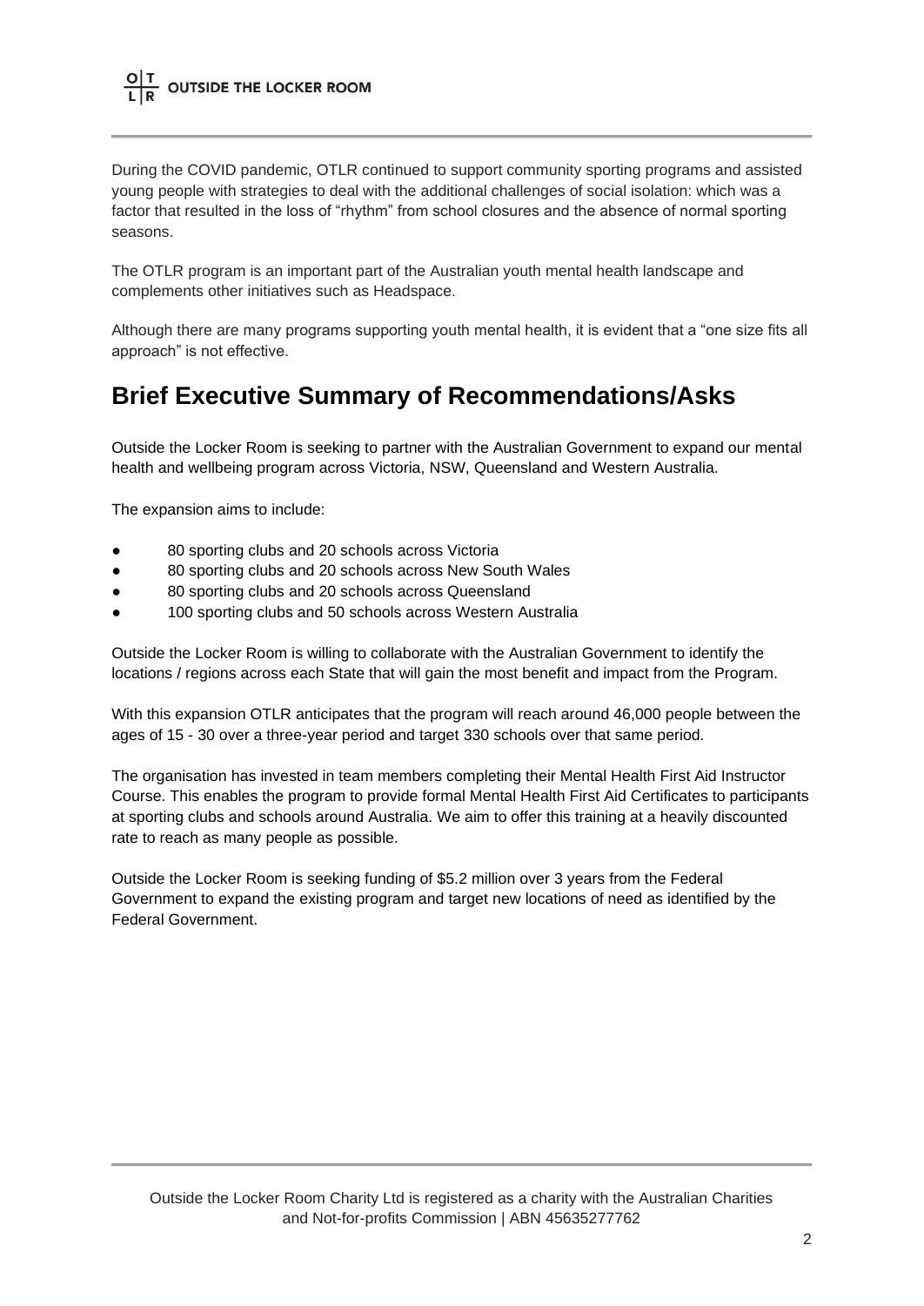During the COVID pandemic, OTLR continued to support community sporting programs and assisted young people with strategies to deal with the additional challenges of social isolation: which was a factor that resulted in the loss of "rhythm" from school closures and the absence of normal sporting seasons.

The OTLR program is an important part of the Australian youth mental health landscape and complements other initiatives such as Headspace.

Although there are many programs supporting youth mental health, it is evident that a "one size fits all approach" is not effective.

## Brief Executive Summary of Recommendations/Asks

Outside the Locker Room is seeking to partner with the Australian Government to expand our mental health and wellbeing program across Victoria, NSW, Queensland and Western Australia.

The expansion aims to include:

- 80 sporting clubs and 20 schools across Victoria
- 80 sporting clubs and 20 schools across New South Wales
- 80 sporting clubs and 20 schools across Queensland
- 100 sporting clubs and 50 schools across Western Australia

Outside the Locker Room is willing to collaborate with the Australian Government to identify the locations / regions across each State that will gain the most benefit and impact from the Program.

With this expansion OTLR anticipates that the program will reach around 46,000 people between the ages of 15 - 30 over a three-year period and target 330 schools over that same period.

The organisation has invested in team members completing their Mental Health First Aid Instructor Course. This enables the program to provide formal Mental Health First Aid Certificates to participants at sporting clubs and schools around Australia. We aim to offer this training at a heavily discounted rate to reach as many people as possible.

Outside the Locker Room is seeking funding of $5.2 million over 3 years from the Federal Government to expand the existing program and target new locations of need as identified by the Federal Government.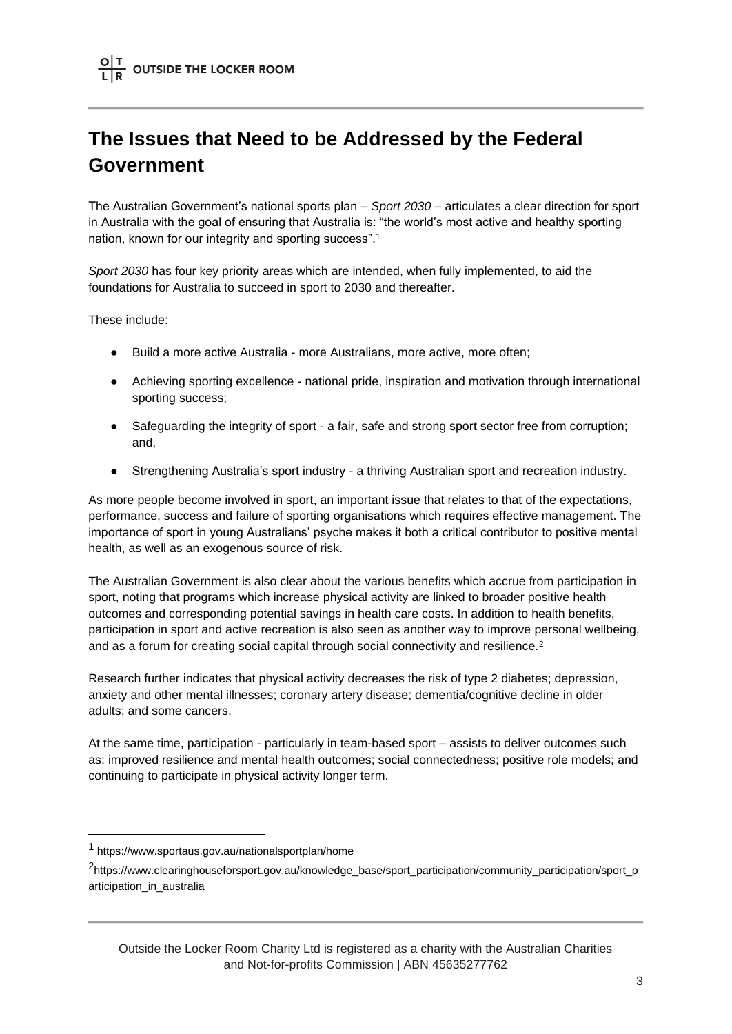# The Issues that Need to be Addressed by the Federal Government

The Australian Government's national sports plan – *Sport 2030* – articulates a clear direction for sport in Australia with the goal of ensuring that Australia is: "the world's most active and healthy sporting nation, known for our integrity and sporting success".[1]

*Sport 2030* has four key priority areas which are intended, when fully implemented, to aid the foundations for Australia to succeed in sport to 2030 and thereafter.

These include:

- Build a more active Australia - more Australians, more active, more often;
- Achieving sporting excellence - national pride, inspiration and motivation through international sporting success;
- Safeguarding the integrity of sport - a fair, safe and strong sport sector free from corruption; and,
- Strengthening Australia's sport industry - a thriving Australian sport and recreation industry.

As more people become involved in sport, an important issue that relates to that of the expectations, performance, success and failure of sporting organisations which requires effective management. The importance of sport in young Australians' psyche makes it both a critical contributor to positive mental health, as well as an exogenous source of risk.

The Australian Government is also clear about the various benefits which accrue from participation in sport, noting that programs which increase physical activity are linked to broader positive health outcomes and corresponding potential savings in health care costs. In addition to health benefits, participation in sport and active recreation is also seen as another way to improve personal wellbeing, and as a forum for creating social capital through social connectivity and resilience.[2]

Research further indicates that physical activity decreases the risk of type 2 diabetes; depression, anxiety and other mental illnesses; coronary artery disease; dementia/cognitive decline in older adults; and some cancers.

At the same time, participation - particularly in team-based sport – assists to deliver outcomes such as: improved resilience and mental health outcomes; social connectedness; positive role models; and continuing to participate in physical activity longer term.

---

[1] https://www.sportaus.gov.au/nationalsportplan/home

[2] https://www.clearinghouseforsport.gov.au/knowledge_base/sport_participation/community_participation/sport_participation_in_australia

Outside the Locker Room Charity Ltd is registered as a charity with the Australian Charities and Not-for-profits Commission | ABN 45635277762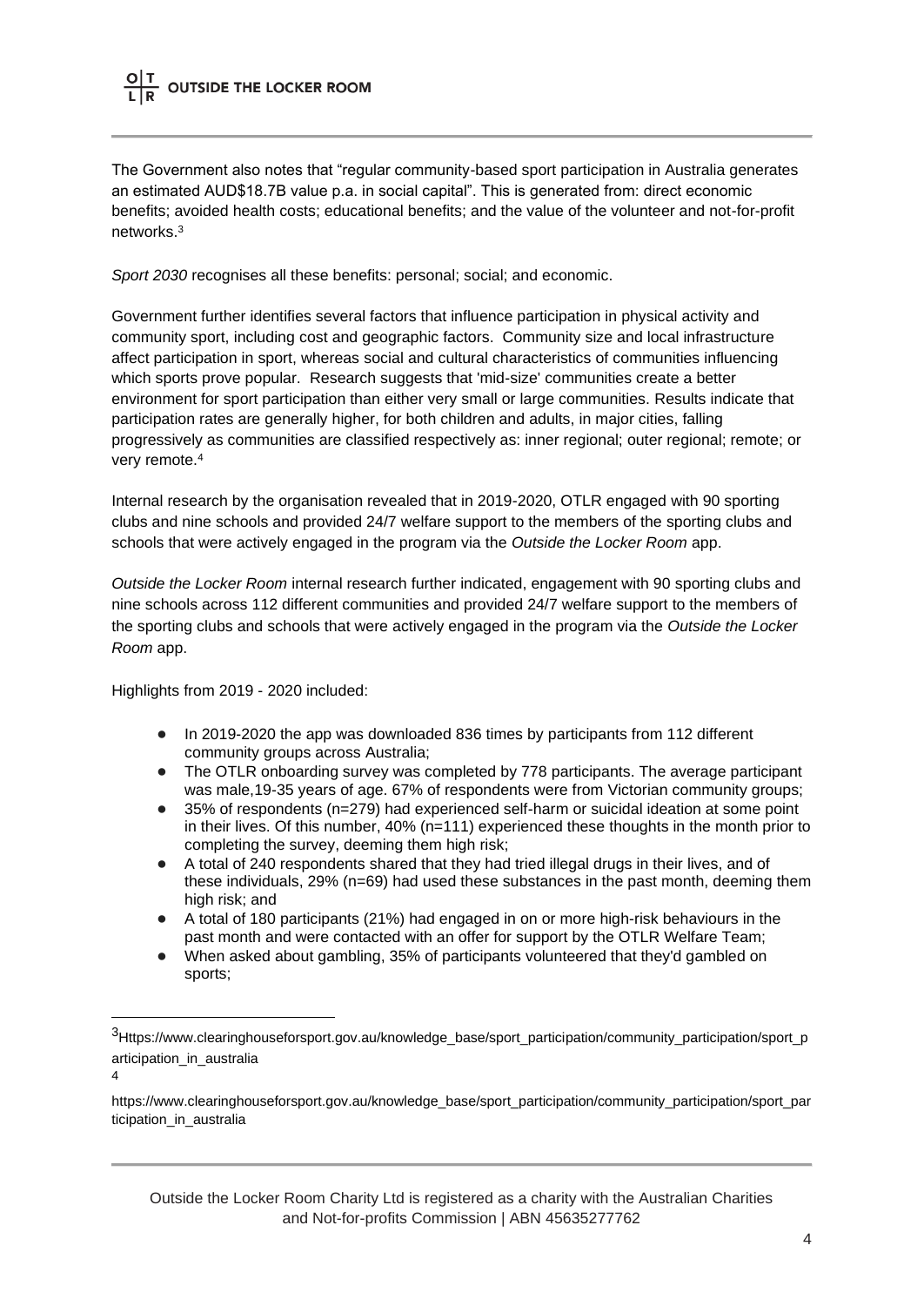The Government also notes that "regular community-based sport participation in Australia generates an estimated AUD$18.7B value p.a. in social capital". This is generated from: direct economic benefits; avoided health costs; educational benefits; and the value of the volunteer and not-for-profit networks.[3]

*Sport 2030* recognises all these benefits: personal; social; and economic.

Government further identifies several factors that influence participation in physical activity and community sport, including cost and geographic factors. Community size and local infrastructure affect participation in sport, whereas social and cultural characteristics of communities influencing which sports prove popular. Research suggests that 'mid-size' communities create a better environment for sport participation than either very small or large communities. Results indicate that participation rates are generally higher, for both children and adults, in major cities, falling progressively as communities are classified respectively as: inner regional; outer regional; remote; or very remote.[4]

Internal research by the organisation revealed that in 2019-2020, OTLR engaged with 90 sporting clubs and nine schools and provided 24/7 welfare support to the members of the sporting clubs and schools that were actively engaged in the program via the *Outside the Locker Room* app.

*Outside the Locker Room* internal research further indicated, engagement with 90 sporting clubs and nine schools across 112 different communities and provided 24/7 welfare support to the members of the sporting clubs and schools that were actively engaged in the program via the *Outside the Locker Room* app.

Highlights from 2019 - 2020 included:

- In 2019-2020 the app was downloaded 836 times by participants from 112 different community groups across Australia;
- The OTLR onboarding survey was completed by 778 participants. The average participant was male,19-35 years of age. 67% of respondents were from Victorian community groups;
- 35% of respondents (n=279) had experienced self-harm or suicidal ideation at some point in their lives. Of this number, 40% (n=111) experienced these thoughts in the month prior to completing the survey, deeming them high risk;
- A total of 240 respondents shared that they had tried illegal drugs in their lives, and of these individuals, 29% (n=69) had used these substances in the past month, deeming them high risk; and
- A total of 180 participants (21%) had engaged in on or more high-risk behaviours in the past month and were contacted with an offer for support by the OTLR Welfare Team;
- When asked about gambling, 35% of participants volunteered that they'd gambled on sports;

---

[3] Https://www.clearinghouseforsport.gov.au/knowledge_base/sport_participation/community_participation/sport_participation_in_australia

[4] https://www.clearinghouseforsport.gov.au/knowledge_base/sport_participation/community_participation/sport_participation_in_australia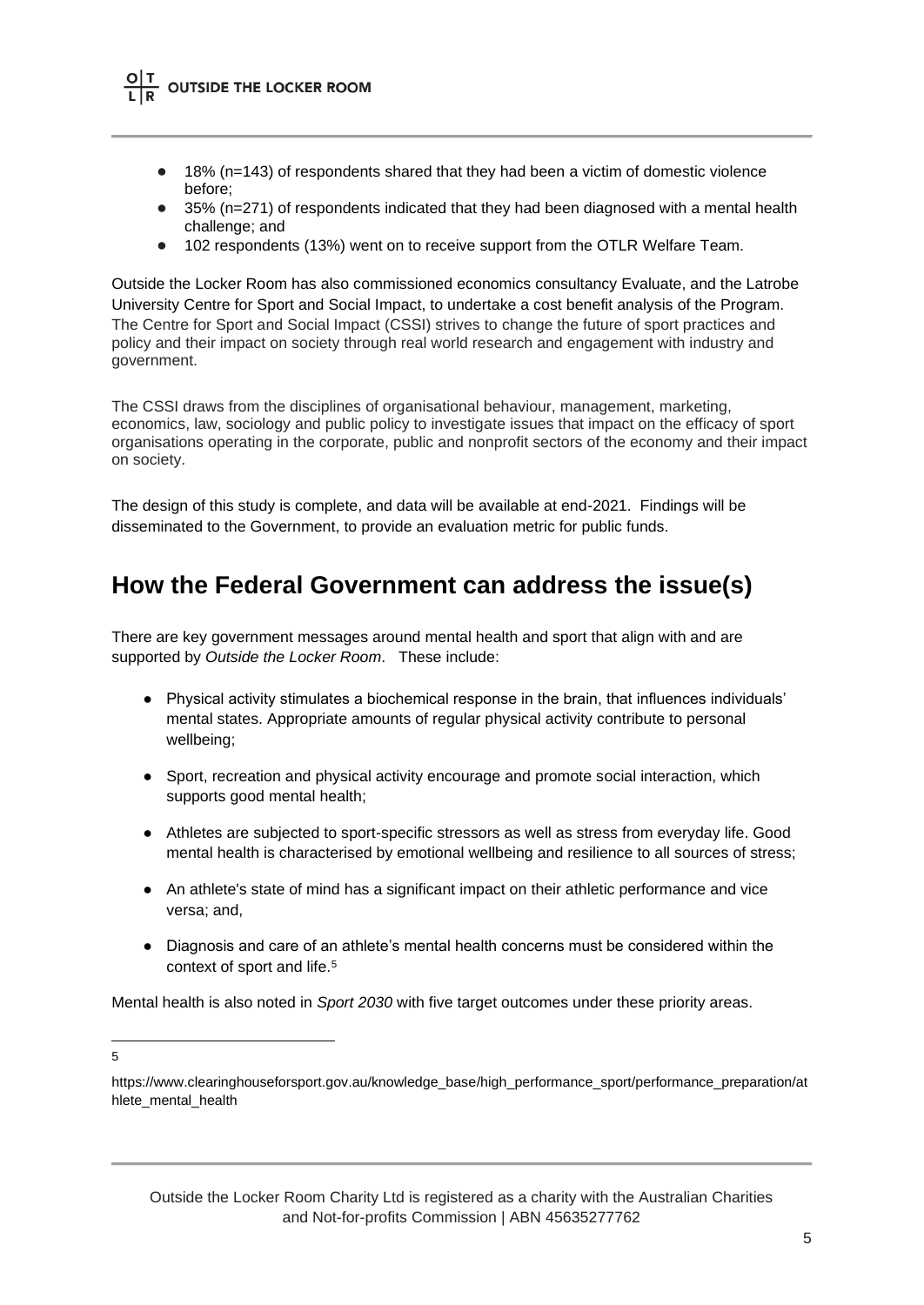- 18% (n=143) of respondents shared that they had been a victim of domestic violence before;
- 35% (n=271) of respondents indicated that they had been diagnosed with a mental health challenge; and
- 102 respondents (13%) went on to receive support from the OTLR Welfare Team.

Outside the Locker Room has also commissioned economics consultancy Evaluate, and the Latrobe University Centre for Sport and Social Impact, to undertake a cost benefit analysis of the Program. The Centre for Sport and Social Impact (CSSI) strives to change the future of sport practices and policy and their impact on society through real world research and engagement with industry and government.

The CSSI draws from the disciplines of organisational behaviour, management, marketing, economics, law, sociology and public policy to investigate issues that impact on the efficacy of sport organisations operating in the corporate, public and nonprofit sectors of the economy and their impact on society.

The design of this study is complete, and data will be available at end-2021. Findings will be disseminated to the Government, to provide an evaluation metric for public funds.

## How the Federal Government can address the issue(s)

There are key government messages around mental health and sport that align with and are supported by *Outside the Locker Room*. These include:

- Physical activity stimulates a biochemical response in the brain, that influences individuals' mental states. Appropriate amounts of regular physical activity contribute to personal wellbeing;

- Sport, recreation and physical activity encourage and promote social interaction, which supports good mental health;

- Athletes are subjected to sport-specific stressors as well as stress from everyday life. Good mental health is characterised by emotional wellbeing and resilience to all sources of stress;

- An athlete's state of mind has a significant impact on their athletic performance and vice versa; and,

- Diagnosis and care of an athlete's mental health concerns must be considered within the context of sport and life.[5]

Mental health is also noted in *Sport 2030* with five target outcomes under these priority areas.

---

5 https://www.clearinghouseforsport.gov.au/knowledge_base/high_performance_sport/performance_preparation/athlete_mental_health

Outside the Locker Room Charity Ltd is registered as a charity with the Australian Charities and Not-for-profits Commission | ABN 45635277762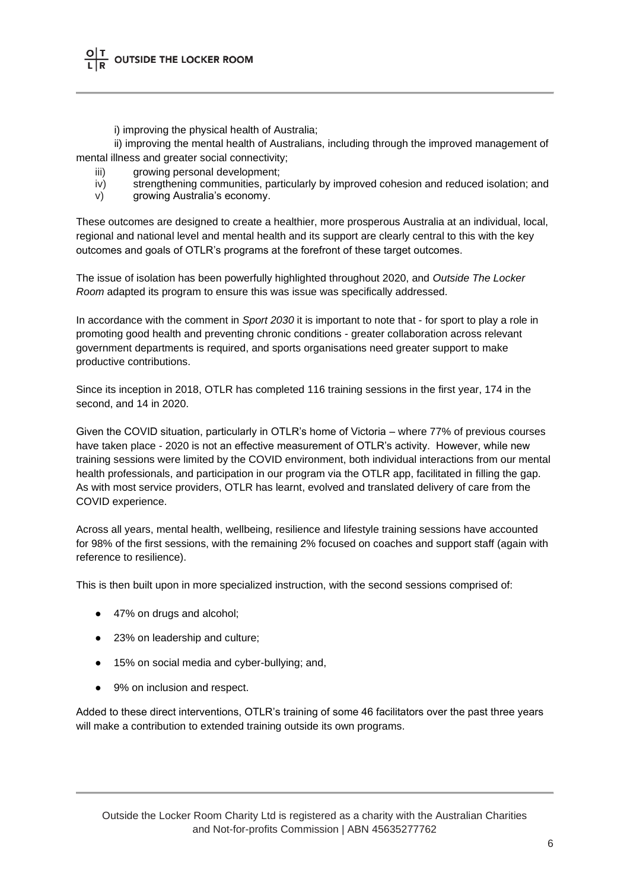i) improving the physical health of Australia;

ii) improving the mental health of Australians, including through the improved management of mental illness and greater social connectivity;

iii) growing personal development;

iv) strengthening communities, particularly by improved cohesion and reduced isolation; and

v) growing Australia's economy.

These outcomes are designed to create a healthier, more prosperous Australia at an individual, local, regional and national level and mental health and its support are clearly central to this with the key outcomes and goals of OTLR's programs at the forefront of these target outcomes.

The issue of isolation has been powerfully highlighted throughout 2020, and *Outside The Locker Room* adapted its program to ensure this was issue was specifically addressed.

In accordance with the comment in *Sport 2030* it is important to note that - for sport to play a role in promoting good health and preventing chronic conditions - greater collaboration across relevant government departments is required, and sports organisations need greater support to make productive contributions.

Since its inception in 2018, OTLR has completed 116 training sessions in the first year, 174 in the second, and 14 in 2020.

Given the COVID situation, particularly in OTLR's home of Victoria – where 77% of previous courses have taken place - 2020 is not an effective measurement of OTLR's activity. However, while new training sessions were limited by the COVID environment, both individual interactions from our mental health professionals, and participation in our program via the OTLR app, facilitated in filling the gap. As with most service providers, OTLR has learnt, evolved and translated delivery of care from the COVID experience.

Across all years, mental health, wellbeing, resilience and lifestyle training sessions have accounted for 98% of the first sessions, with the remaining 2% focused on coaches and support staff (again with reference to resilience).

This is then built upon in more specialized instruction, with the second sessions comprised of:

- 47% on drugs and alcohol;
- 23% on leadership and culture;
- 15% on social media and cyber-bullying; and,
- 9% on inclusion and respect.

Added to these direct interventions, OTLR's training of some 46 facilitators over the past three years will make a contribution to extended training outside its own programs.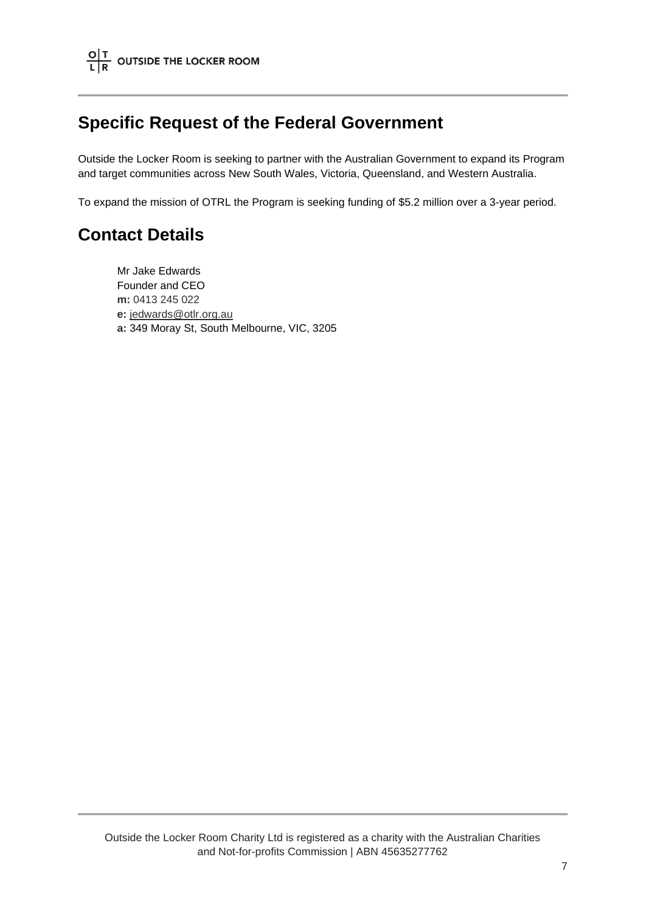## Specific Request of the Federal Government

Outside the Locker Room is seeking to partner with the Australian Government to expand its Program and target communities across New South Wales, Victoria, Queensland, and Western Australia.

To expand the mission of OTRL the Program is seeking funding of $5.2 million over a 3-year period.

## Contact Details

Mr Jake Edwards
Founder and CEO
**m:** 0413 245 022
**e:** jedwards@otlr.org.au
**a:** 349 Moray St, South Melbourne, VIC, 3205

Outside the Locker Room Charity Ltd is registered as a charity with the Australian Charities and Not-for-profits Commission | ABN 45635277762